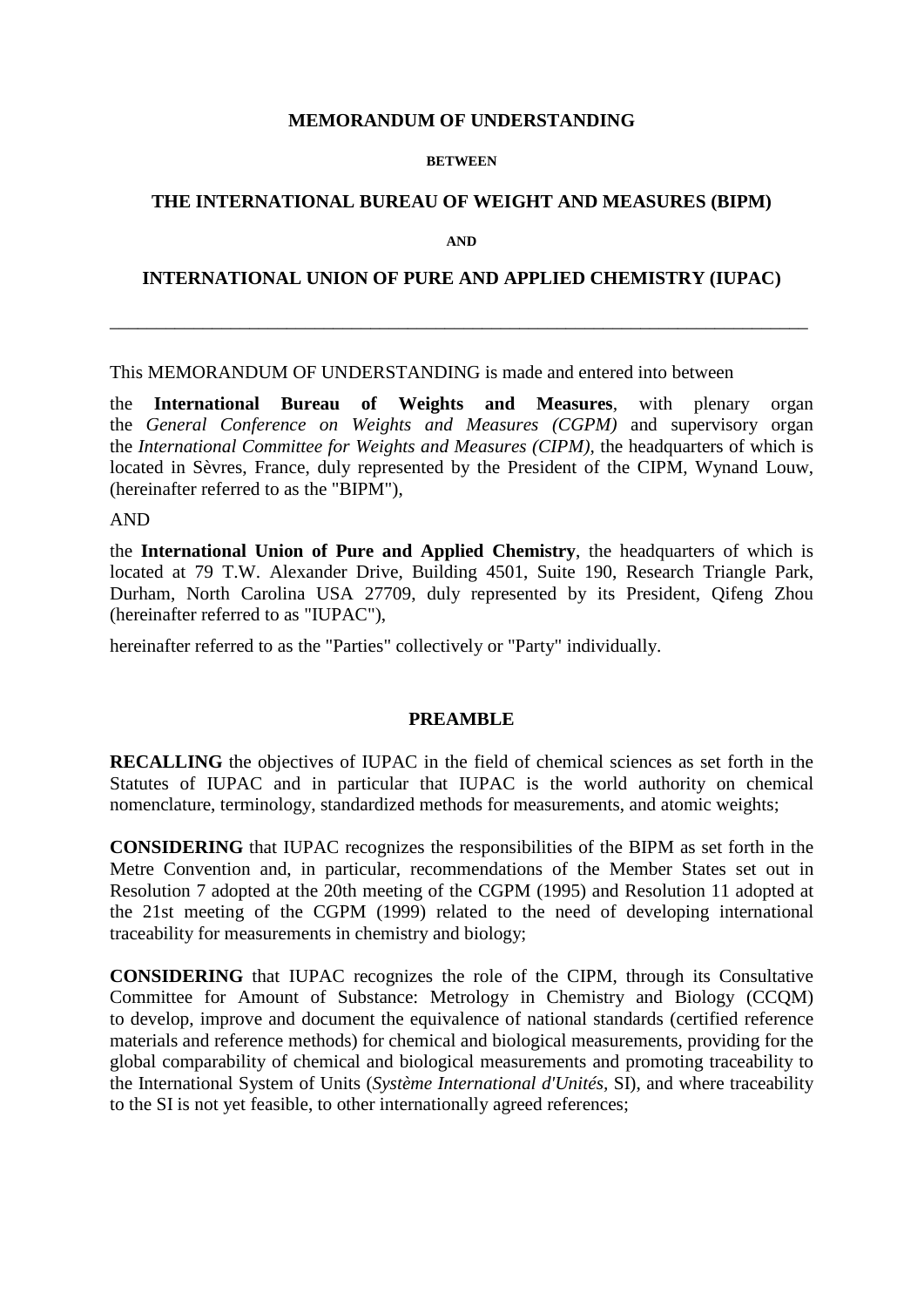# MEMORANDUM OF UNDERSTANDING

**BETWEEN**

## THE INTERNATIONAL BUREAU OF WEIGHT AND MEASURES (BIPM)

**AND**

## INTERNATIONAL UNION OF PURE AND APPLIED CHEMISTRY (IUPAC)

---

This MEMORANDUM OF UNDERSTANDING is made and entered into between

the **International Bureau of Weights and Measures**, with plenary organ the *General Conference on Weights and Measures (CGPM)* and supervisory organ the *International Committee for Weights and Measures (CIPM)*, the headquarters of which is located in Sèvres, France, duly represented by the President of the CIPM, Wynand Louw, (hereinafter referred to as the "BIPM"),

AND

the **International Union of Pure and Applied Chemistry**, the headquarters of which is located at 79 T.W. Alexander Drive, Building 4501, Suite 190, Research Triangle Park, Durham, North Carolina USA 27709, duly represented by its President, Qifeng Zhou (hereinafter referred to as "IUPAC"),

hereinafter referred to as the "Parties" collectively or "Party" individually.

### PREAMBLE

**RECALLING** the objectives of IUPAC in the field of chemical sciences as set forth in the Statutes of IUPAC and in particular that IUPAC is the world authority on chemical nomenclature, terminology, standardized methods for measurements, and atomic weights;

**CONSIDERING** that IUPAC recognizes the responsibilities of the BIPM as set forth in the Metre Convention and, in particular, recommendations of the Member States set out in Resolution 7 adopted at the 20th meeting of the CGPM (1995) and Resolution 11 adopted at the 21st meeting of the CGPM (1999) related to the need of developing international traceability for measurements in chemistry and biology;

**CONSIDERING** that IUPAC recognizes the role of the CIPM, through its Consultative Committee for Amount of Substance: Metrology in Chemistry and Biology (CCQM) to develop, improve and document the equivalence of national standards (certified reference materials and reference methods) for chemical and biological measurements, providing for the global comparability of chemical and biological measurements and promoting traceability to the International System of Units (*Système International d'Unités*, SI), and where traceability to the SI is not yet feasible, to other internationally agreed references;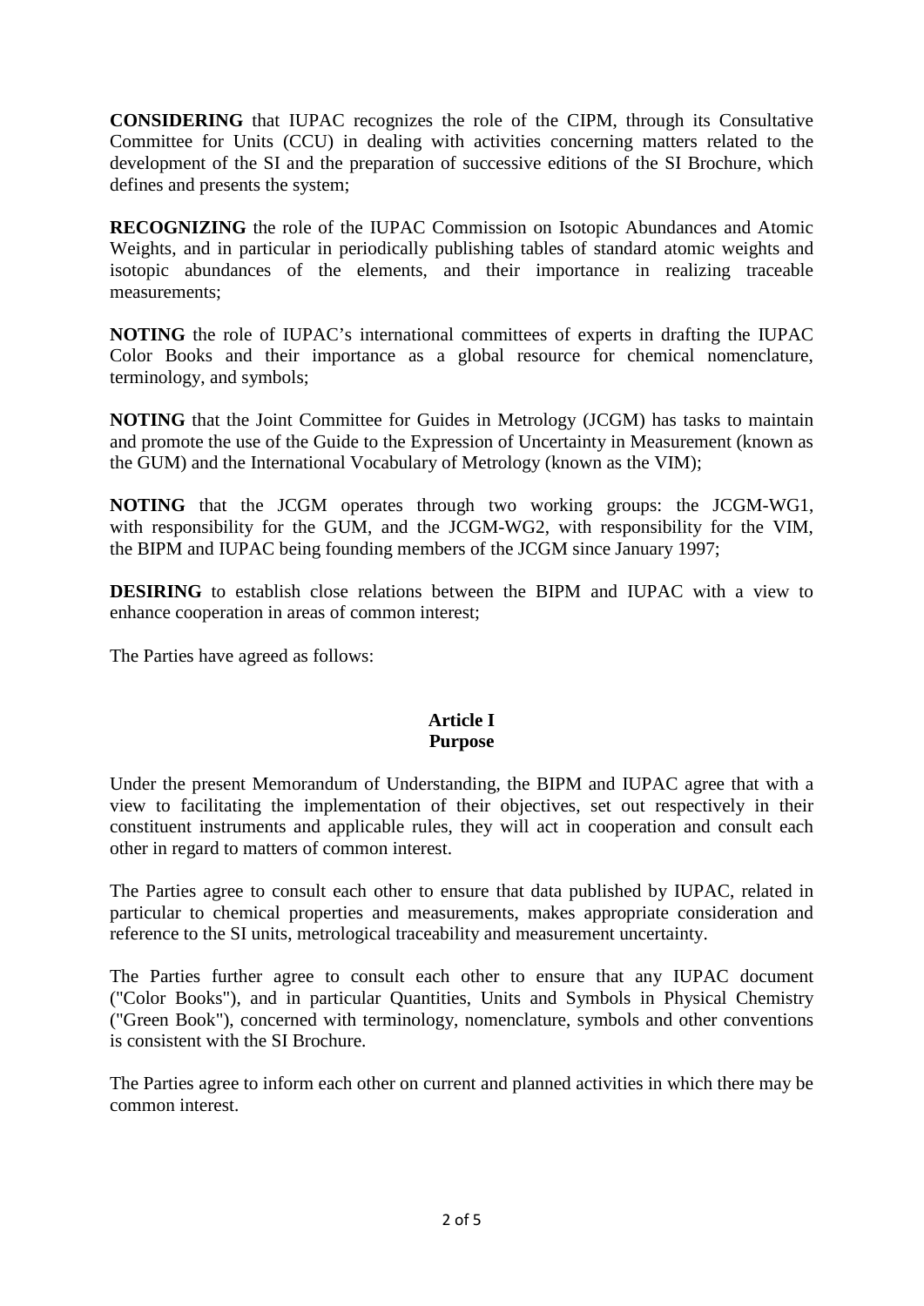**CONSIDERING** that IUPAC recognizes the role of the CIPM, through its Consultative Committee for Units (CCU) in dealing with activities concerning matters related to the development of the SI and the preparation of successive editions of the SI Brochure, which defines and presents the system;

**RECOGNIZING** the role of the IUPAC Commission on Isotopic Abundances and Atomic Weights, and in particular in periodically publishing tables of standard atomic weights and isotopic abundances of the elements, and their importance in realizing traceable measurements;

**NOTING** the role of IUPAC's international committees of experts in drafting the IUPAC Color Books and their importance as a global resource for chemical nomenclature, terminology, and symbols;

**NOTING** that the Joint Committee for Guides in Metrology (JCGM) has tasks to maintain and promote the use of the Guide to the Expression of Uncertainty in Measurement (known as the GUM) and the International Vocabulary of Metrology (known as the VIM);

**NOTING** that the JCGM operates through two working groups: the JCGM-WG1, with responsibility for the GUM, and the JCGM-WG2, with responsibility for the VIM, the BIPM and IUPAC being founding members of the JCGM since January 1997;

**DESIRING** to establish close relations between the BIPM and IUPAC with a view to enhance cooperation in areas of common interest;

The Parties have agreed as follows:

## Article I
## Purpose

Under the present Memorandum of Understanding, the BIPM and IUPAC agree that with a view to facilitating the implementation of their objectives, set out respectively in their constituent instruments and applicable rules, they will act in cooperation and consult each other in regard to matters of common interest.

The Parties agree to consult each other to ensure that data published by IUPAC, related in particular to chemical properties and measurements, makes appropriate consideration and reference to the SI units, metrological traceability and measurement uncertainty.

The Parties further agree to consult each other to ensure that any IUPAC document ("Color Books"), and in particular Quantities, Units and Symbols in Physical Chemistry ("Green Book"), concerned with terminology, nomenclature, symbols and other conventions is consistent with the SI Brochure.

The Parties agree to inform each other on current and planned activities in which there may be common interest.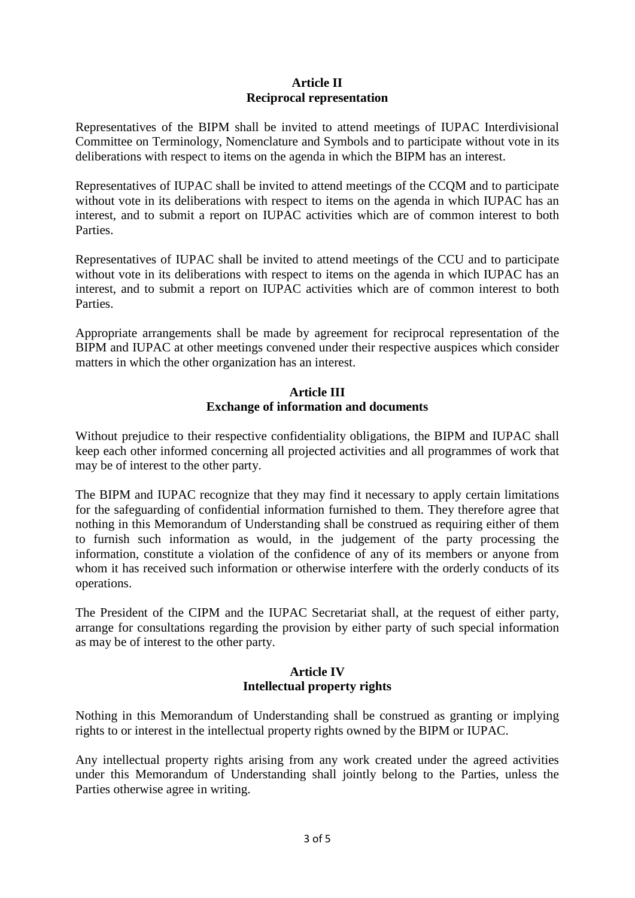## Article II
## Reciprocal representation

Representatives of the BIPM shall be invited to attend meetings of IUPAC Interdivisional Committee on Terminology, Nomenclature and Symbols and to participate without vote in its deliberations with respect to items on the agenda in which the BIPM has an interest.

Representatives of IUPAC shall be invited to attend meetings of the CCQM and to participate without vote in its deliberations with respect to items on the agenda in which IUPAC has an interest, and to submit a report on IUPAC activities which are of common interest to both Parties.

Representatives of IUPAC shall be invited to attend meetings of the CCU and to participate without vote in its deliberations with respect to items on the agenda in which IUPAC has an interest, and to submit a report on IUPAC activities which are of common interest to both Parties.

Appropriate arrangements shall be made by agreement for reciprocal representation of the BIPM and IUPAC at other meetings convened under their respective auspices which consider matters in which the other organization has an interest.

## Article III
## Exchange of information and documents

Without prejudice to their respective confidentiality obligations, the BIPM and IUPAC shall keep each other informed concerning all projected activities and all programmes of work that may be of interest to the other party.

The BIPM and IUPAC recognize that they may find it necessary to apply certain limitations for the safeguarding of confidential information furnished to them. They therefore agree that nothing in this Memorandum of Understanding shall be construed as requiring either of them to furnish such information as would, in the judgement of the party processing the information, constitute a violation of the confidence of any of its members or anyone from whom it has received such information or otherwise interfere with the orderly conducts of its operations.

The President of the CIPM and the IUPAC Secretariat shall, at the request of either party, arrange for consultations regarding the provision by either party of such special information as may be of interest to the other party.

## Article IV
## Intellectual property rights

Nothing in this Memorandum of Understanding shall be construed as granting or implying rights to or interest in the intellectual property rights owned by the BIPM or IUPAC.

Any intellectual property rights arising from any work created under the agreed activities under this Memorandum of Understanding shall jointly belong to the Parties, unless the Parties otherwise agree in writing.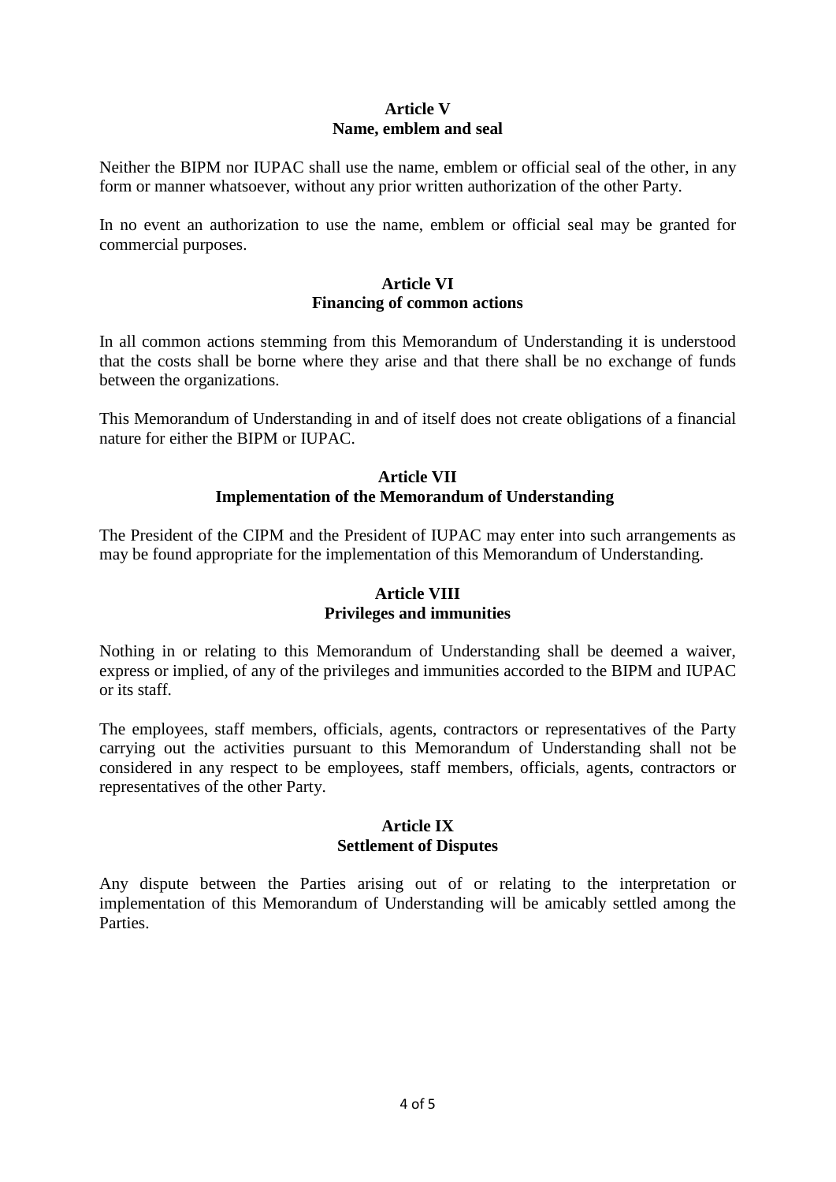## Article V
## Name, emblem and seal

Neither the BIPM nor IUPAC shall use the name, emblem or official seal of the other, in any form or manner whatsoever, without any prior written authorization of the other Party.

In no event an authorization to use the name, emblem or official seal may be granted for commercial purposes.

## Article VI
## Financing of common actions

In all common actions stemming from this Memorandum of Understanding it is understood that the costs shall be borne where they arise and that there shall be no exchange of funds between the organizations.

This Memorandum of Understanding in and of itself does not create obligations of a financial nature for either the BIPM or IUPAC.

## Article VII
## Implementation of the Memorandum of Understanding

The President of the CIPM and the President of IUPAC may enter into such arrangements as may be found appropriate for the implementation of this Memorandum of Understanding.

## Article VIII
## Privileges and immunities

Nothing in or relating to this Memorandum of Understanding shall be deemed a waiver, express or implied, of any of the privileges and immunities accorded to the BIPM and IUPAC or its staff.

The employees, staff members, officials, agents, contractors or representatives of the Party carrying out the activities pursuant to this Memorandum of Understanding shall not be considered in any respect to be employees, staff members, officials, agents, contractors or representatives of the other Party.

## Article IX
## Settlement of Disputes

Any dispute between the Parties arising out of or relating to the interpretation or implementation of this Memorandum of Understanding will be amicably settled among the Parties.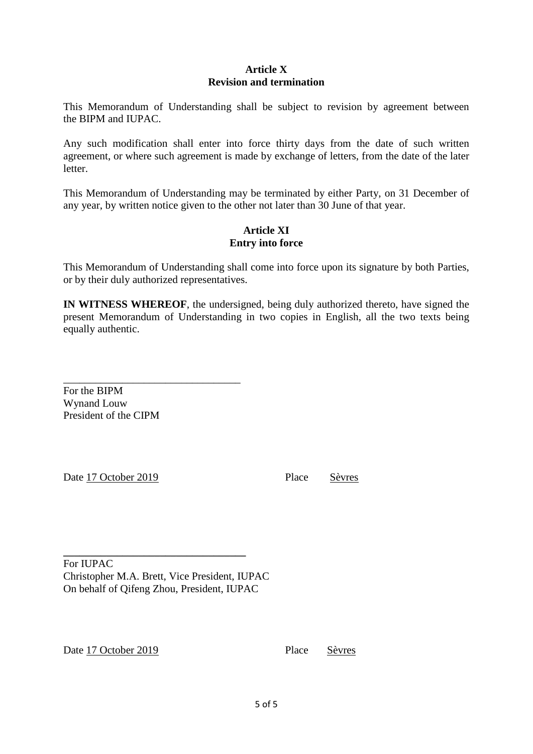### Article X
### Revision and termination

This Memorandum of Understanding shall be subject to revision by agreement between the BIPM and IUPAC.

Any such modification shall enter into force thirty days from the date of such written agreement, or where such agreement is made by exchange of letters, from the date of the later letter.

This Memorandum of Understanding may be terminated by either Party, on 31 December of any year, by written notice given to the other not later than 30 June of that year.

### Article XI
### Entry into force

This Memorandum of Understanding shall come into force upon its signature by both Parties, or by their duly authorized representatives.

**IN WITNESS WHEREOF**, the undersigned, being duly authorized thereto, have signed the present Memorandum of Understanding in two copies in English, all the two texts being equally authentic.

_________________________________

For the BIPM
Wynand Louw
President of the CIPM

Date 17 October 2019 Place Sèvres

_________________________________

For IUPAC
Christopher M.A. Brett, Vice President, IUPAC
On behalf of Qifeng Zhou, President, IUPAC

Date 17 October 2019 Place Sèvres